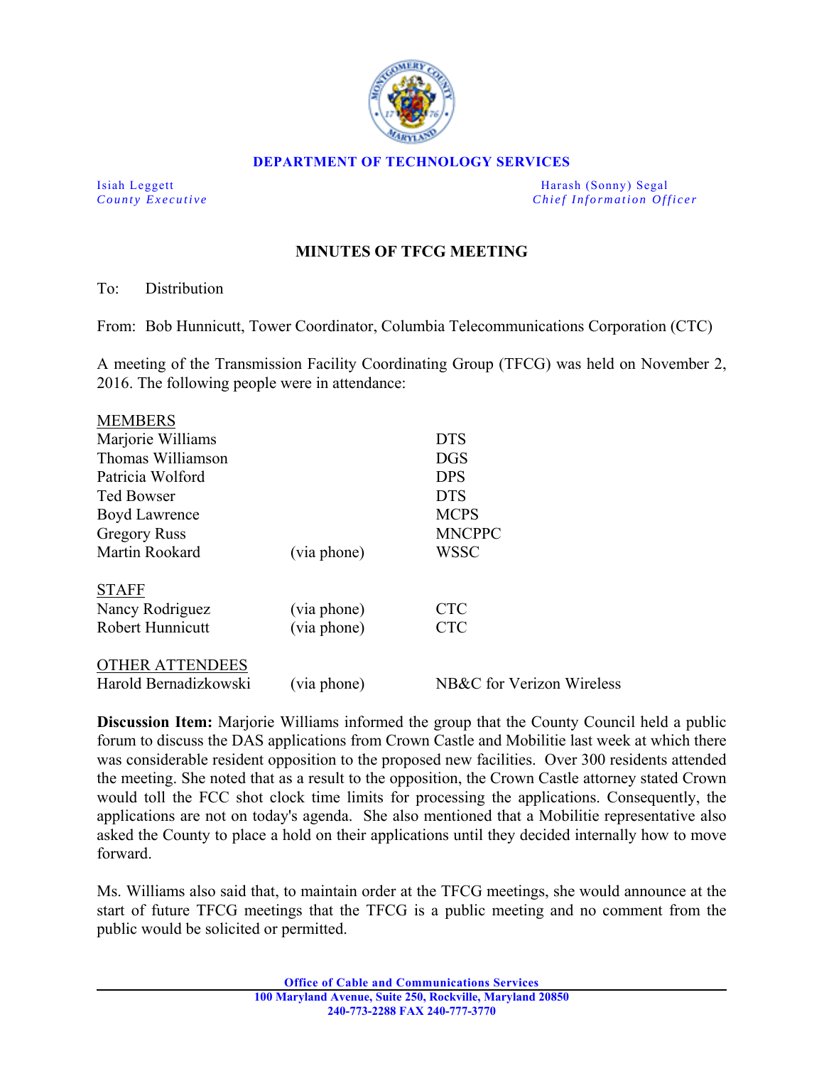**DEPARTMENT OF TECHNOLOGY SERVICES**

Isiah Leggett
*County Executive*

Harash (Sonny) Segal
*Chief Information Officer*

## MINUTES OF TFCG MEETING

To: Distribution

From: Bob Hunnicutt, Tower Coordinator, Columbia Telecommunications Corporation (CTC)

A meeting of the Transmission Facility Coordinating Group (TFCG) was held on November 2, 2016. The following people were in attendance:

| | | |
|---|---|---|
| MEMBERS | | |
| Marjorie Williams | | DTS |
| Thomas Williamson | | DGS |
| Patricia Wolford | | DPS |
| Ted Bowser | | DTS |
| Boyd Lawrence | | MCPS |
| Gregory Russ | | MNCPPC |
| Martin Rookard | (via phone) | WSSC |
| STAFF | | |
| Nancy Rodriguez | (via phone) | CTC |
| Robert Hunnicutt | (via phone) | CTC |
| OTHER ATTENDEES | | |
| Harold Bernadizkowski | (via phone) | NB&C for Verizon Wireless |

**Discussion Item:** Marjorie Williams informed the group that the County Council held a public forum to discuss the DAS applications from Crown Castle and Mobilitie last week at which there was considerable resident opposition to the proposed new facilities. Over 300 residents attended the meeting. She noted that as a result to the opposition, the Crown Castle attorney stated Crown would toll the FCC shot clock time limits for processing the applications. Consequently, the applications are not on today's agenda. She also mentioned that a Mobilitie representative also asked the County to place a hold on their applications until they decided internally how to move forward.

Ms. Williams also said that, to maintain order at the TFCG meetings, she would announce at the start of future TFCG meetings that the TFCG is a public meeting and no comment from the public would be solicited or permitted.

**Office of Cable and Communications Services**
**100 Maryland Avenue, Suite 250, Rockville, Maryland 20850**
**240-773-2288 FAX 240-777-3770**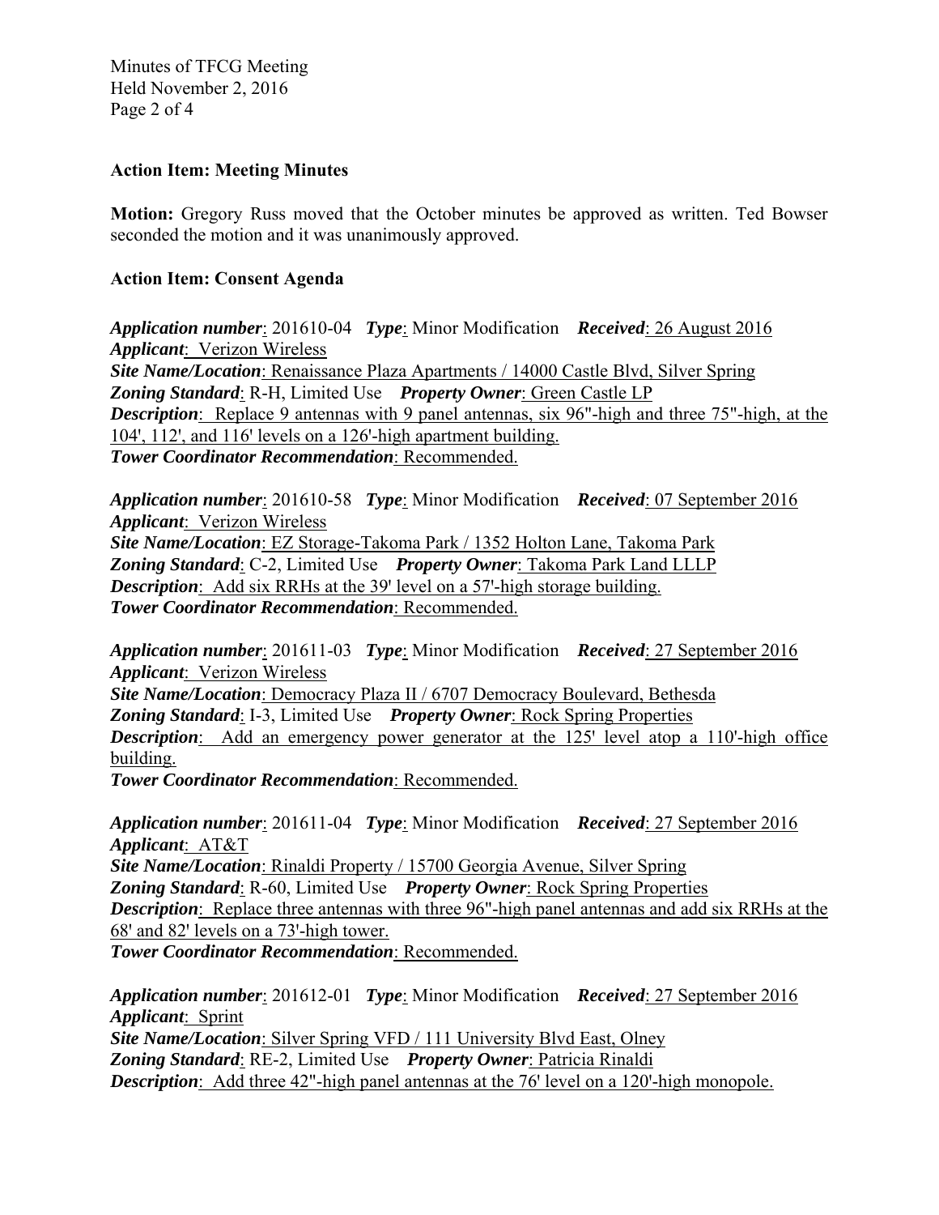**Action Item: Meeting Minutes**

**Motion:** Gregory Russ moved that the October minutes be approved as written. Ted Bowser seconded the motion and it was unanimously approved.

**Action Item: Consent Agenda**

***Application number***: 201610-04 ***Type***: Minor Modification ***Received***: 26 August 2016
***Applicant***: Verizon Wireless
***Site Name/Location***: Renaissance Plaza Apartments / 14000 Castle Blvd, Silver Spring
***Zoning Standard***: R-H, Limited Use ***Property Owner***: Green Castle LP
***Description***: Replace 9 antennas with 9 panel antennas, six 96"-high and three 75"-high, at the 104', 112', and 116' levels on a 126'-high apartment building.
***Tower Coordinator Recommendation***: Recommended.

***Application number***: 201610-58 ***Type***: Minor Modification ***Received***: 07 September 2016
***Applicant***: Verizon Wireless
***Site Name/Location***: EZ Storage-Takoma Park / 1352 Holton Lane, Takoma Park
***Zoning Standard***: C-2, Limited Use ***Property Owner***: Takoma Park Land LLLP
***Description***: Add six RRHs at the 39' level on a 57'-high storage building.
***Tower Coordinator Recommendation***: Recommended.

***Application number***: 201611-03 ***Type***: Minor Modification ***Received***: 27 September 2016
***Applicant***: Verizon Wireless
***Site Name/Location***: Democracy Plaza II / 6707 Democracy Boulevard, Bethesda
***Zoning Standard***: I-3, Limited Use ***Property Owner***: Rock Spring Properties
***Description***: Add an emergency power generator at the 125' level atop a 110'-high office building.
***Tower Coordinator Recommendation***: Recommended.

***Application number***: 201611-04 ***Type***: Minor Modification ***Received***: 27 September 2016
***Applicant***: AT&T
***Site Name/Location***: Rinaldi Property / 15700 Georgia Avenue, Silver Spring
***Zoning Standard***: R-60, Limited Use ***Property Owner***: Rock Spring Properties
***Description***: Replace three antennas with three 96"-high panel antennas and add six RRHs at the 68' and 82' levels on a 73'-high tower.
***Tower Coordinator Recommendation***: Recommended.

***Application number***: 201612-01 ***Type***: Minor Modification ***Received***: 27 September 2016
***Applicant***: Sprint
***Site Name/Location***: Silver Spring VFD / 111 University Blvd East, Olney
***Zoning Standard***: RE-2, Limited Use ***Property Owner***: Patricia Rinaldi
***Description***: Add three 42"-high panel antennas at the 76' level on a 120'-high monopole.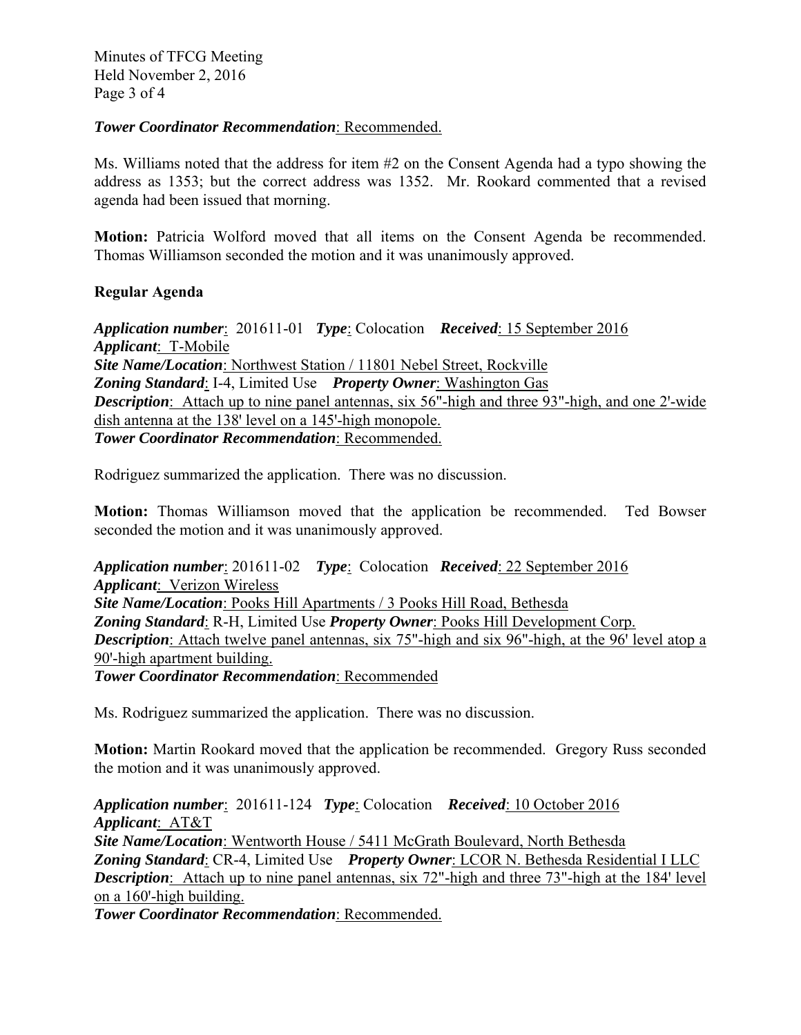***Tower Coordinator Recommendation***: Recommended.

Ms. Williams noted that the address for item #2 on the Consent Agenda had a typo showing the address as 1353; but the correct address was 1352. Mr. Rookard commented that a revised agenda had been issued that morning.

**Motion:** Patricia Wolford moved that all items on the Consent Agenda be recommended. Thomas Williamson seconded the motion and it was unanimously approved.

**Regular Agenda**

***Application number***: 201611-01 ***Type***: Colocation ***Received***: 15 September 2016
***Applicant***: T-Mobile
***Site Name/Location***: Northwest Station / 11801 Nebel Street, Rockville
***Zoning Standard***: I-4, Limited Use ***Property Owner***: Washington Gas
***Description***: Attach up to nine panel antennas, six 56"-high and three 93"-high, and one 2'-wide dish antenna at the 138' level on a 145'-high monopole.
***Tower Coordinator Recommendation***: Recommended.

Rodriguez summarized the application. There was no discussion.

**Motion:** Thomas Williamson moved that the application be recommended. Ted Bowser seconded the motion and it was unanimously approved.

***Application number***: 201611-02 ***Type***: Colocation ***Received***: 22 September 2016
***Applicant***: Verizon Wireless
***Site Name/Location***: Pooks Hill Apartments / 3 Pooks Hill Road, Bethesda
***Zoning Standard***: R-H, Limited Use ***Property Owner***: Pooks Hill Development Corp.
***Description***: Attach twelve panel antennas, six 75"-high and six 96"-high, at the 96' level atop a 90'-high apartment building.
***Tower Coordinator Recommendation***: Recommended

Ms. Rodriguez summarized the application. There was no discussion.

**Motion:** Martin Rookard moved that the application be recommended. Gregory Russ seconded the motion and it was unanimously approved.

***Application number***: 201611-124 ***Type***: Colocation ***Received***: 10 October 2016
***Applicant***: AT&T
***Site Name/Location***: Wentworth House / 5411 McGrath Boulevard, North Bethesda
***Zoning Standard***: CR-4, Limited Use ***Property Owner***: LCOR N. Bethesda Residential I LLC
***Description***: Attach up to nine panel antennas, six 72"-high and three 73"-high at the 184' level on a 160'-high building.
***Tower Coordinator Recommendation***: Recommended.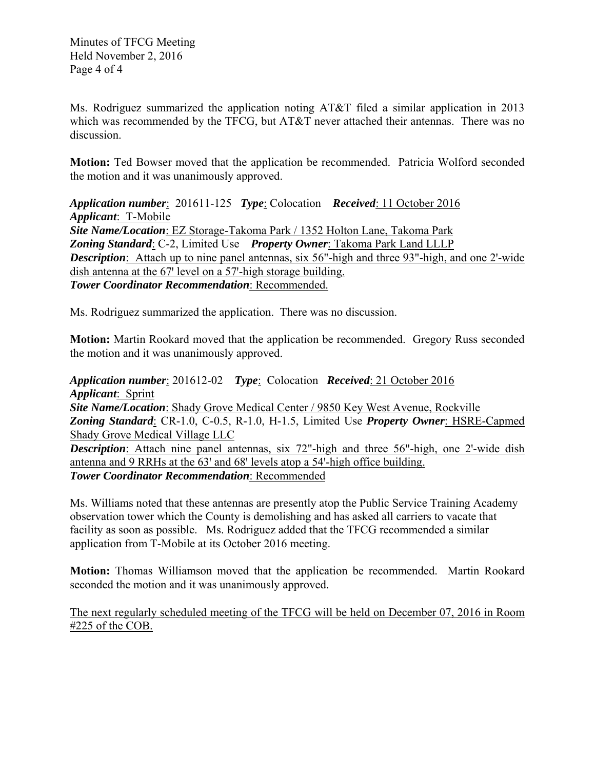Ms. Rodriguez summarized the application noting AT&T filed a similar application in 2013 which was recommended by the TFCG, but AT&T never attached their antennas. There was no discussion.

**Motion:** Ted Bowser moved that the application be recommended. Patricia Wolford seconded the motion and it was unanimously approved.

***Application number***: 201611-125 ***Type***: Colocation ***Received***: 11 October 2016
***Applicant***: T-Mobile
***Site Name/Location***: EZ Storage-Takoma Park / 1352 Holton Lane, Takoma Park
***Zoning Standard***: C-2, Limited Use ***Property Owner***: Takoma Park Land LLLP
***Description***: Attach up to nine panel antennas, six 56"-high and three 93"-high, and one 2'-wide dish antenna at the 67' level on a 57'-high storage building.
***Tower Coordinator Recommendation***: Recommended.

Ms. Rodriguez summarized the application. There was no discussion.

**Motion:** Martin Rookard moved that the application be recommended. Gregory Russ seconded the motion and it was unanimously approved.

***Application number***: 201612-02 ***Type***: Colocation ***Received***: 21 October 2016
***Applicant***: Sprint
***Site Name/Location***: Shady Grove Medical Center / 9850 Key West Avenue, Rockville
***Zoning Standard***: CR-1.0, C-0.5, R-1.0, H-1.5, Limited Use ***Property Owner***: HSRE-Capmed Shady Grove Medical Village LLC
***Description***: Attach nine panel antennas, six 72"-high and three 56"-high, one 2'-wide dish antenna and 9 RRHs at the 63' and 68' levels atop a 54'-high office building.
***Tower Coordinator Recommendation***: Recommended

Ms. Williams noted that these antennas are presently atop the Public Service Training Academy observation tower which the County is demolishing and has asked all carriers to vacate that facility as soon as possible. Ms. Rodriguez added that the TFCG recommended a similar application from T-Mobile at its October 2016 meeting.

**Motion:** Thomas Williamson moved that the application be recommended. Martin Rookard seconded the motion and it was unanimously approved.

The next regularly scheduled meeting of the TFCG will be held on December 07, 2016 in Room #225 of the COB.